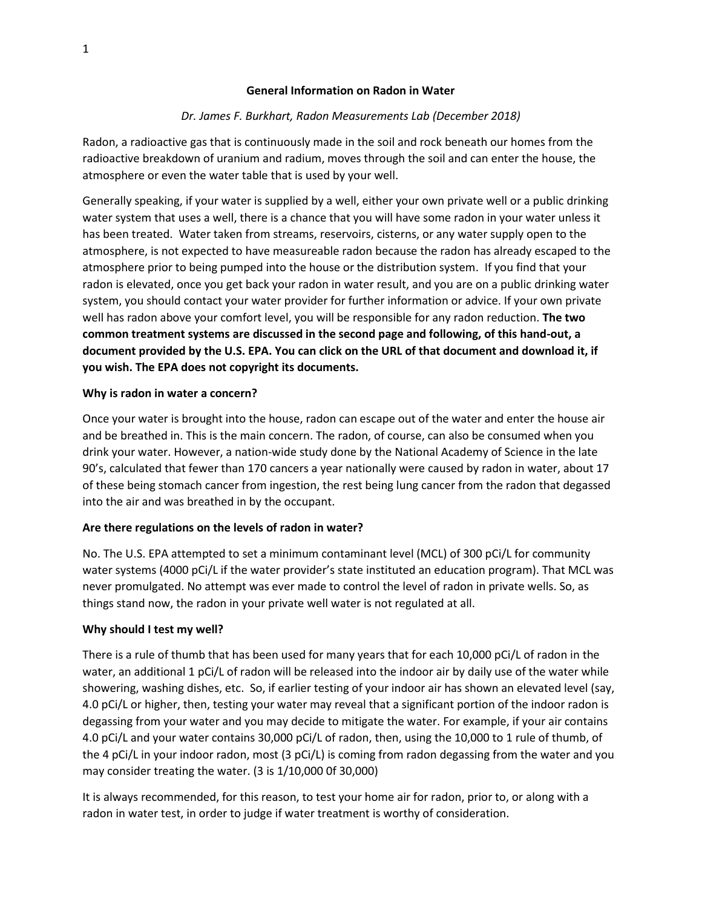**General Information on Radon in Water**

*Dr. James F. Burkhart, Radon Measurements Lab (December 2018)*

Radon, a radioactive gas that is continuously made in the soil and rock beneath our homes from the radioactive breakdown of uranium and radium, moves through the soil and can enter the house, the atmosphere or even the water table that is used by your well.

Generally speaking, if your water is supplied by a well, either your own private well or a public drinking water system that uses a well, there is a chance that you will have some radon in your water unless it has been treated. Water taken from streams, reservoirs, cisterns, or any water supply open to the atmosphere, is not expected to have measureable radon because the radon has already escaped to the atmosphere prior to being pumped into the house or the distribution system. If you find that your radon is elevated, once you get back your radon in water result, and you are on a public drinking water system, you should contact your water provider for further information or advice. If your own private well has radon above your comfort level, you will be responsible for any radon reduction. **The two common treatment systems are discussed in the second page and following, of this hand-out, a document provided by the U.S. EPA. You can click on the URL of that document and download it, if you wish. The EPA does not copyright its documents.**

**Why is radon in water a concern?**

Once your water is brought into the house, radon can escape out of the water and enter the house air and be breathed in. This is the main concern. The radon, of course, can also be consumed when you drink your water. However, a nation-wide study done by the National Academy of Science in the late 90's, calculated that fewer than 170 cancers a year nationally were caused by radon in water, about 17 of these being stomach cancer from ingestion, the rest being lung cancer from the radon that degassed into the air and was breathed in by the occupant.

**Are there regulations on the levels of radon in water?**

No. The U.S. EPA attempted to set a minimum contaminant level (MCL) of 300 pCi/L for community water systems (4000 pCi/L if the water provider's state instituted an education program). That MCL was never promulgated. No attempt was ever made to control the level of radon in private wells. So, as things stand now, the radon in your private well water is not regulated at all.

**Why should I test my well?**

There is a rule of thumb that has been used for many years that for each 10,000 pCi/L of radon in the water, an additional 1 pCi/L of radon will be released into the indoor air by daily use of the water while showering, washing dishes, etc. So, if earlier testing of your indoor air has shown an elevated level (say, 4.0 pCi/L or higher, then, testing your water may reveal that a significant portion of the indoor radon is degassing from your water and you may decide to mitigate the water. For example, if your air contains 4.0 pCi/L and your water contains 30,000 pCi/L of radon, then, using the 10,000 to 1 rule of thumb, of the 4 pCi/L in your indoor radon, most (3 pCi/L) is coming from radon degassing from the water and you may consider treating the water. (3 is 1/10,000 0f 30,000)

It is always recommended, for this reason, to test your home air for radon, prior to, or along with a radon in water test, in order to judge if water treatment is worthy of consideration.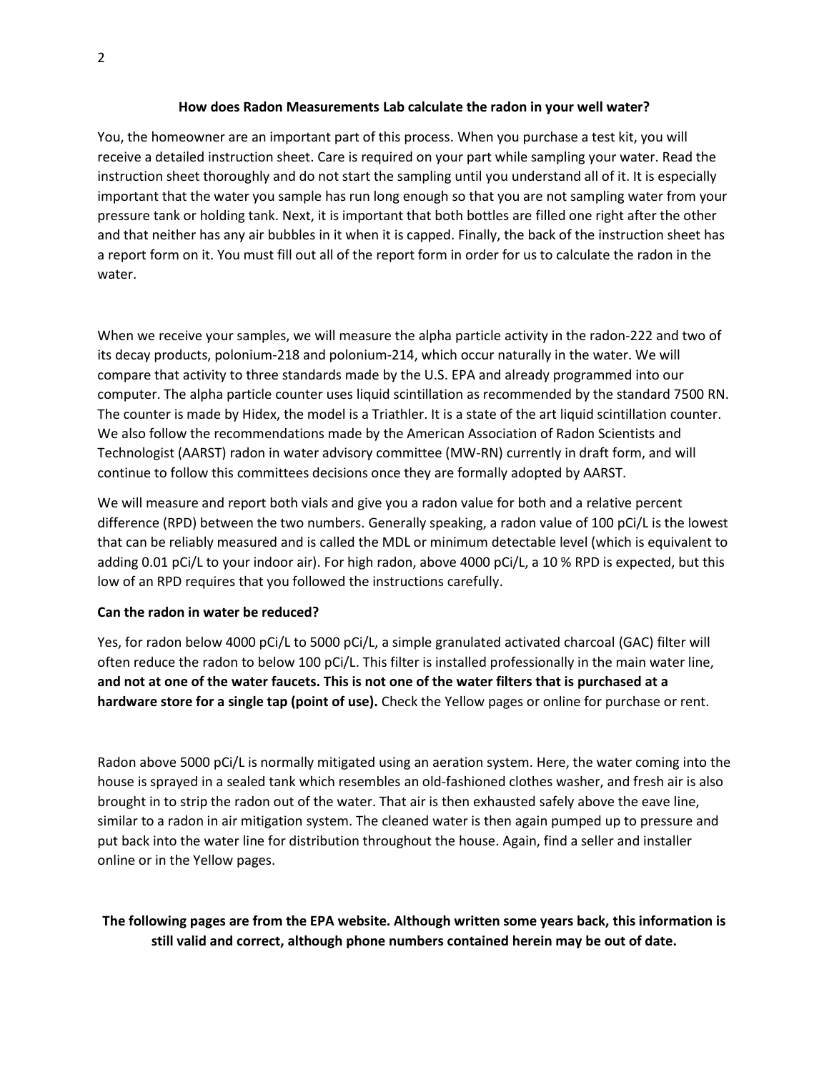**How does Radon Measurements Lab calculate the radon in your well water?**

You, the homeowner are an important part of this process. When you purchase a test kit, you will receive a detailed instruction sheet. Care is required on your part while sampling your water. Read the instruction sheet thoroughly and do not start the sampling until you understand all of it. It is especially important that the water you sample has run long enough so that you are not sampling water from your pressure tank or holding tank. Next, it is important that both bottles are filled one right after the other and that neither has any air bubbles in it when it is capped. Finally, the back of the instruction sheet has a report form on it. You must fill out all of the report form in order for us to calculate the radon in the water.

When we receive your samples, we will measure the alpha particle activity in the radon-222 and two of its decay products, polonium-218 and polonium-214, which occur naturally in the water. We will compare that activity to three standards made by the U.S. EPA and already programmed into our computer. The alpha particle counter uses liquid scintillation as recommended by the standard 7500 RN. The counter is made by Hidex, the model is a Triathler. It is a state of the art liquid scintillation counter. We also follow the recommendations made by the American Association of Radon Scientists and Technologist (AARST) radon in water advisory committee (MW-RN) currently in draft form, and will continue to follow this committees decisions once they are formally adopted by AARST.

We will measure and report both vials and give you a radon value for both and a relative percent difference (RPD) between the two numbers. Generally speaking, a radon value of 100 pCi/L is the lowest that can be reliably measured and is called the MDL or minimum detectable level (which is equivalent to adding 0.01 pCi/L to your indoor air). For high radon, above 4000 pCi/L, a 10 % RPD is expected, but this low of an RPD requires that you followed the instructions carefully.

**Can the radon in water be reduced?**

Yes, for radon below 4000 pCi/L to 5000 pCi/L, a simple granulated activated charcoal (GAC) filter will often reduce the radon to below 100 pCi/L. This filter is installed professionally in the main water line, **and not at one of the water faucets. This is not one of the water filters that is purchased at a hardware store for a single tap (point of use).** Check the Yellow pages or online for purchase or rent.

Radon above 5000 pCi/L is normally mitigated using an aeration system. Here, the water coming into the house is sprayed in a sealed tank which resembles an old-fashioned clothes washer, and fresh air is also brought in to strip the radon out of the water. That air is then exhausted safely above the eave line, similar to a radon in air mitigation system. The cleaned water is then again pumped up to pressure and put back into the water line for distribution throughout the house. Again, find a seller and installer online or in the Yellow pages.

**The following pages are from the EPA website. Although written some years back, this information is still valid and correct, although phone numbers contained herein may be out of date.**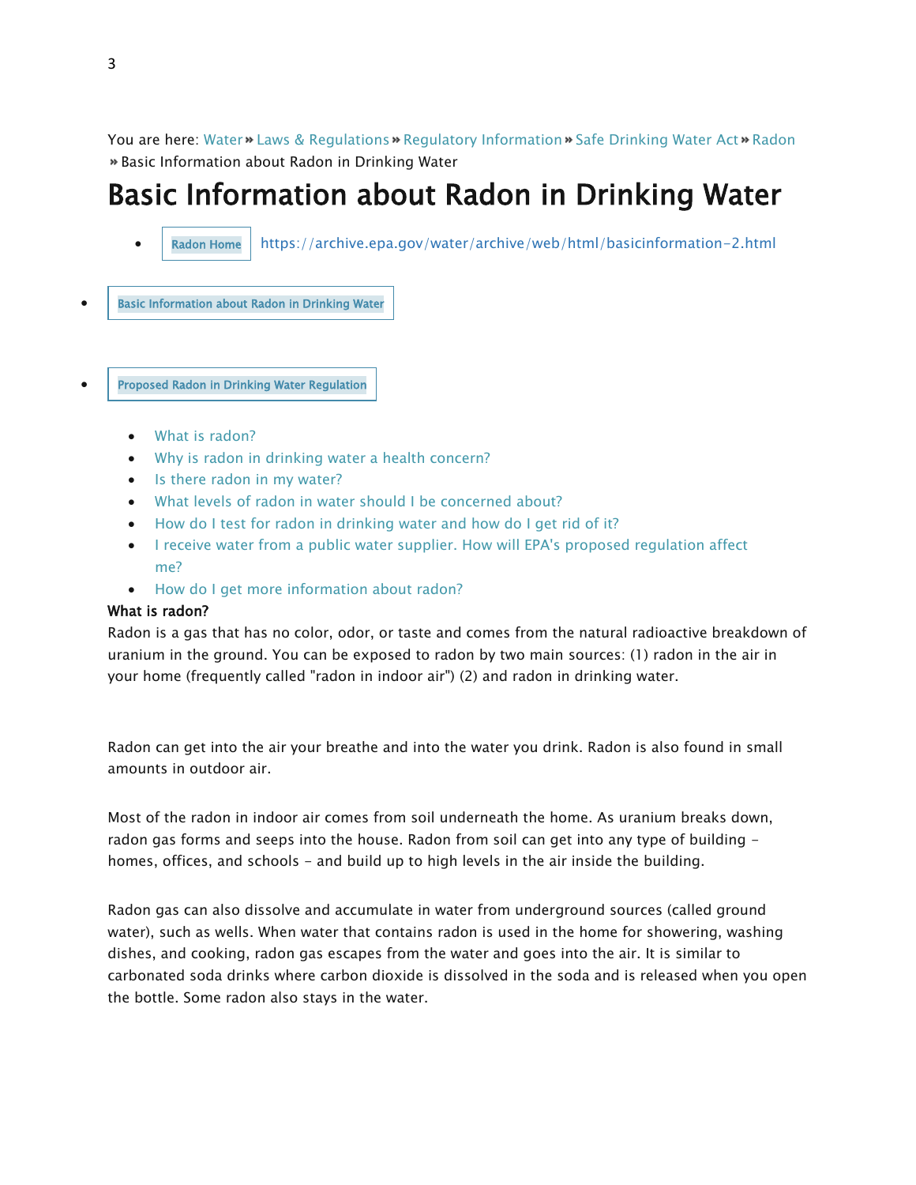You are here: Water » Laws & Regulations » Regulatory Information » Safe Drinking Water Act » Radon » Basic Information about Radon in Drinking Water

# Basic Information about Radon in Drinking Water

- Radon Home https://archive.epa.gov/water/archive/web/html/basicinformation-2.html

- Basic Information about Radon in Drinking Water

- Proposed Radon in Drinking Water Regulation

  - What is radon?
  - Why is radon in drinking water a health concern?
  - Is there radon in my water?
  - What levels of radon in water should I be concerned about?
  - How do I test for radon in drinking water and how do I get rid of it?
  - I receive water from a public water supplier. How will EPA's proposed regulation affect me?
  - How do I get more information about radon?

**What is radon?**

Radon is a gas that has no color, odor, or taste and comes from the natural radioactive breakdown of uranium in the ground. You can be exposed to radon by two main sources: (1) radon in the air in your home (frequently called "radon in indoor air") (2) and radon in drinking water.

Radon can get into the air your breathe and into the water you drink. Radon is also found in small amounts in outdoor air.

Most of the radon in indoor air comes from soil underneath the home. As uranium breaks down, radon gas forms and seeps into the house. Radon from soil can get into any type of building - homes, offices, and schools - and build up to high levels in the air inside the building.

Radon gas can also dissolve and accumulate in water from underground sources (called ground water), such as wells. When water that contains radon is used in the home for showering, washing dishes, and cooking, radon gas escapes from the water and goes into the air. It is similar to carbonated soda drinks where carbon dioxide is dissolved in the soda and is released when you open the bottle. Some radon also stays in the water.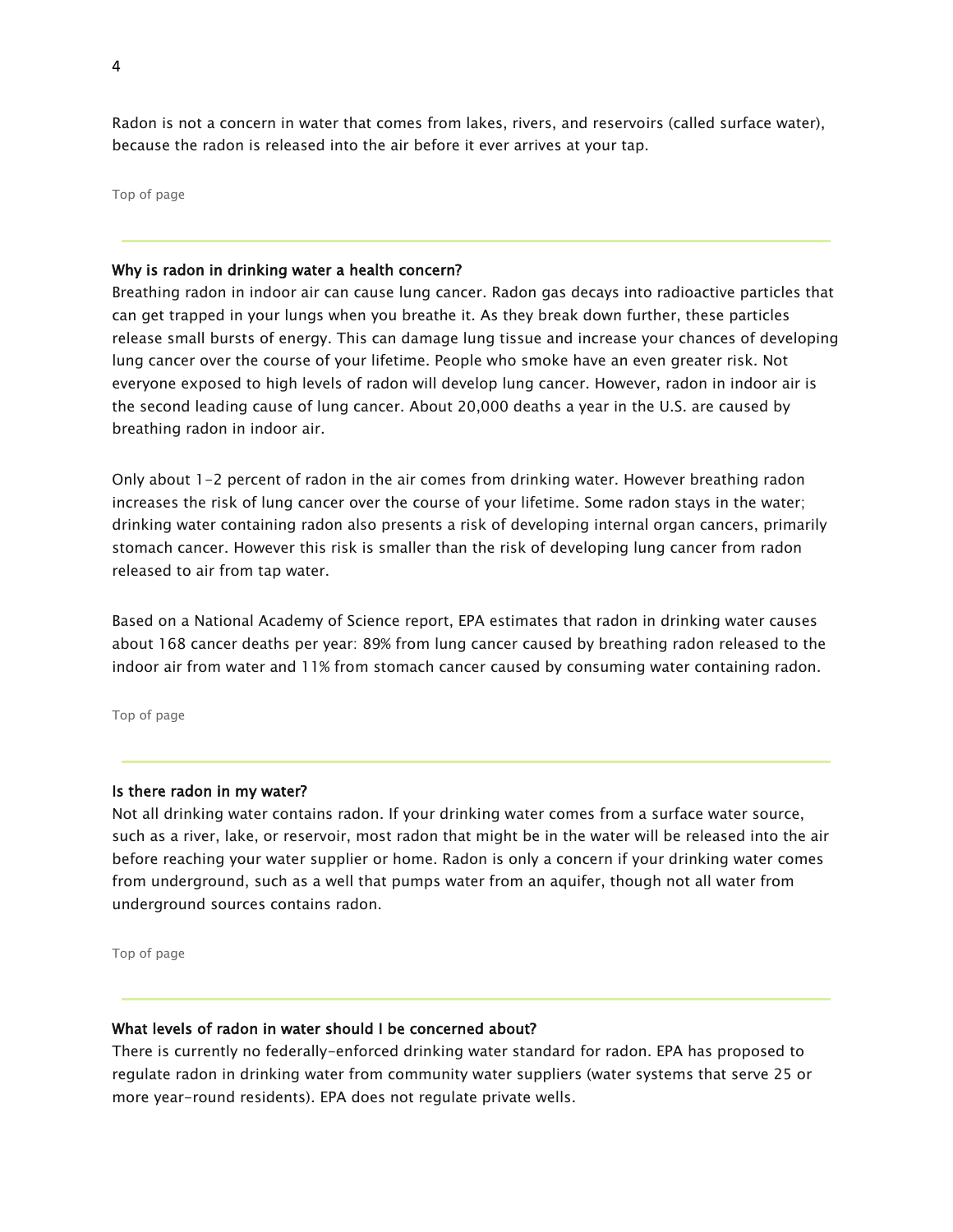Radon is not a concern in water that comes from lakes, rivers, and reservoirs (called surface water), because the radon is released into the air before it ever arrives at your tap.

Top of page

---

### Why is radon in drinking water a health concern?

Breathing radon in indoor air can cause lung cancer. Radon gas decays into radioactive particles that can get trapped in your lungs when you breathe it. As they break down further, these particles release small bursts of energy. This can damage lung tissue and increase your chances of developing lung cancer over the course of your lifetime. People who smoke have an even greater risk. Not everyone exposed to high levels of radon will develop lung cancer. However, radon in indoor air is the second leading cause of lung cancer. About 20,000 deaths a year in the U.S. are caused by breathing radon in indoor air.

Only about 1-2 percent of radon in the air comes from drinking water. However breathing radon increases the risk of lung cancer over the course of your lifetime. Some radon stays in the water; drinking water containing radon also presents a risk of developing internal organ cancers, primarily stomach cancer. However this risk is smaller than the risk of developing lung cancer from radon released to air from tap water.

Based on a National Academy of Science report, EPA estimates that radon in drinking water causes about 168 cancer deaths per year: 89% from lung cancer caused by breathing radon released to the indoor air from water and 11% from stomach cancer caused by consuming water containing radon.

Top of page

---

### Is there radon in my water?

Not all drinking water contains radon. If your drinking water comes from a surface water source, such as a river, lake, or reservoir, most radon that might be in the water will be released into the air before reaching your water supplier or home. Radon is only a concern if your drinking water comes from underground, such as a well that pumps water from an aquifer, though not all water from underground sources contains radon.

Top of page

---

### What levels of radon in water should I be concerned about?

There is currently no federally-enforced drinking water standard for radon. EPA has proposed to regulate radon in drinking water from community water suppliers (water systems that serve 25 or more year-round residents). EPA does not regulate private wells.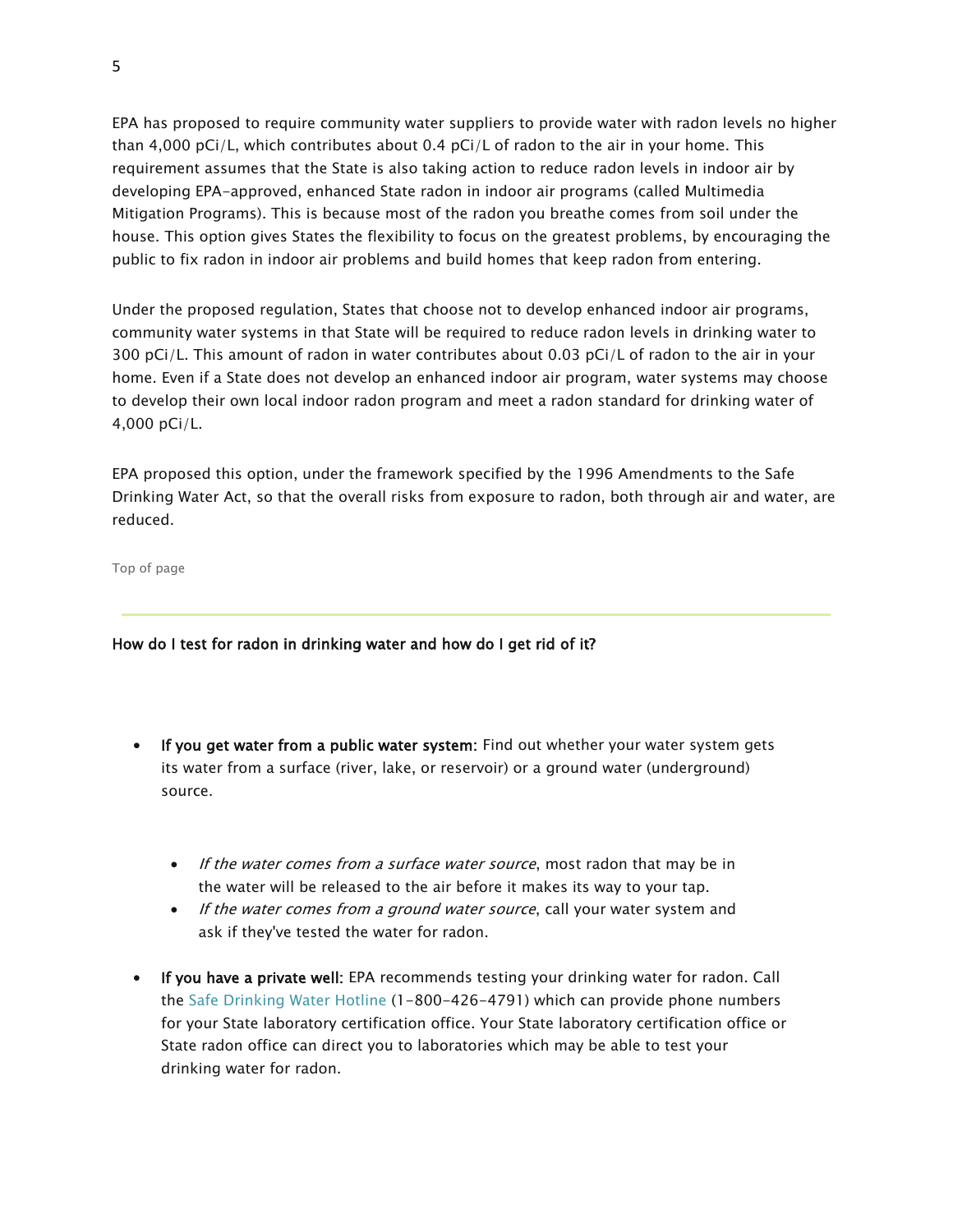EPA has proposed to require community water suppliers to provide water with radon levels no higher than 4,000 pCi/L, which contributes about 0.4 pCi/L of radon to the air in your home. This requirement assumes that the State is also taking action to reduce radon levels in indoor air by developing EPA-approved, enhanced State radon in indoor air programs (called Multimedia Mitigation Programs). This is because most of the radon you breathe comes from soil under the house. This option gives States the flexibility to focus on the greatest problems, by encouraging the public to fix radon in indoor air problems and build homes that keep radon from entering.

Under the proposed regulation, States that choose not to develop enhanced indoor air programs, community water systems in that State will be required to reduce radon levels in drinking water to 300 pCi/L. This amount of radon in water contributes about 0.03 pCi/L of radon to the air in your home. Even if a State does not develop an enhanced indoor air program, water systems may choose to develop their own local indoor radon program and meet a radon standard for drinking water of 4,000 pCi/L.

EPA proposed this option, under the framework specified by the 1996 Amendments to the Safe Drinking Water Act, so that the overall risks from exposure to radon, both through air and water, are reduced.

Top of page

---

### How do I test for radon in drinking water and how do I get rid of it?

- **If you get water from a public water system:** Find out whether your water system gets its water from a surface (river, lake, or reservoir) or a ground water (underground) source.
  - *If the water comes from a surface water source*, most radon that may be in the water will be released to the air before it makes its way to your tap.
  - *If the water comes from a ground water source*, call your water system and ask if they've tested the water for radon.
- **If you have a private well:** EPA recommends testing your drinking water for radon. Call the Safe Drinking Water Hotline (1-800-426-4791) which can provide phone numbers for your State laboratory certification office. Your State laboratory certification office or State radon office can direct you to laboratories which may be able to test your drinking water for radon.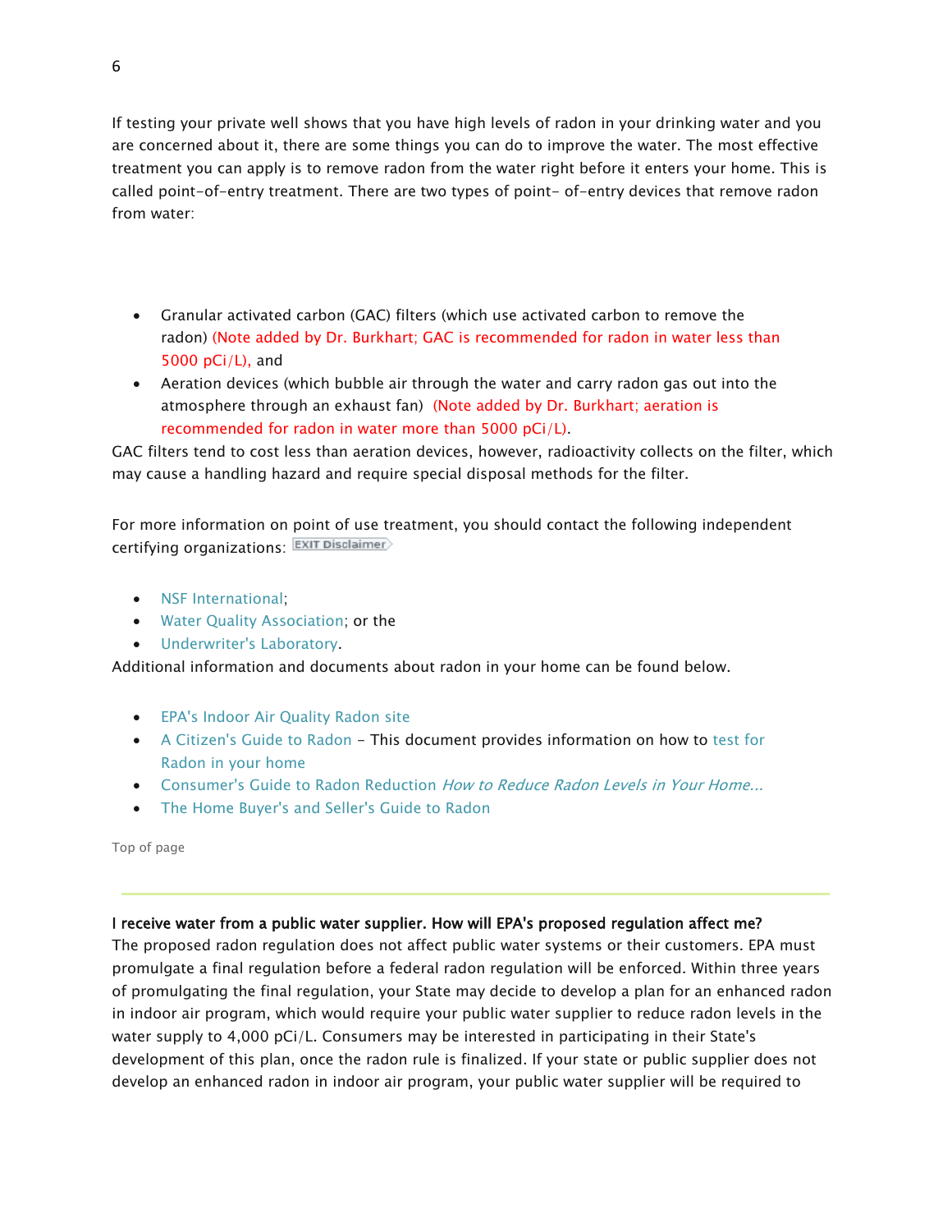If testing your private well shows that you have high levels of radon in your drinking water and you are concerned about it, there are some things you can do to improve the water. The most effective treatment you can apply is to remove radon from the water right before it enters your home. This is called point-of-entry treatment. There are two types of point- of-entry devices that remove radon from water:

- Granular activated carbon (GAC) filters (which use activated carbon to remove the radon) (Note added by Dr. Burkhart; GAC is recommended for radon in water less than 5000 pCi/L), and
- Aeration devices (which bubble air through the water and carry radon gas out into the atmosphere through an exhaust fan) (Note added by Dr. Burkhart; aeration is recommended for radon in water more than 5000 pCi/L).

GAC filters tend to cost less than aeration devices, however, radioactivity collects on the filter, which may cause a handling hazard and require special disposal methods for the filter.

For more information on point of use treatment, you should contact the following independent certifying organizations: EXIT Disclaimer

- NSF International;
- Water Quality Association; or the
- Underwriter's Laboratory.

Additional information and documents about radon in your home can be found below.

- EPA's Indoor Air Quality Radon site
- A Citizen's Guide to Radon - This document provides information on how to test for Radon in your home
- Consumer's Guide to Radon Reduction *How to Reduce Radon Levels in Your Home...*
- The Home Buyer's and Seller's Guide to Radon

Top of page

---

**I receive water from a public water supplier. How will EPA's proposed regulation affect me?**

The proposed radon regulation does not affect public water systems or their customers. EPA must promulgate a final regulation before a federal radon regulation will be enforced. Within three years of promulgating the final regulation, your State may decide to develop a plan for an enhanced radon in indoor air program, which would require your public water supplier to reduce radon levels in the water supply to 4,000 pCi/L. Consumers may be interested in participating in their State's development of this plan, once the radon rule is finalized. If your state or public supplier does not develop an enhanced radon in indoor air program, your public water supplier will be required to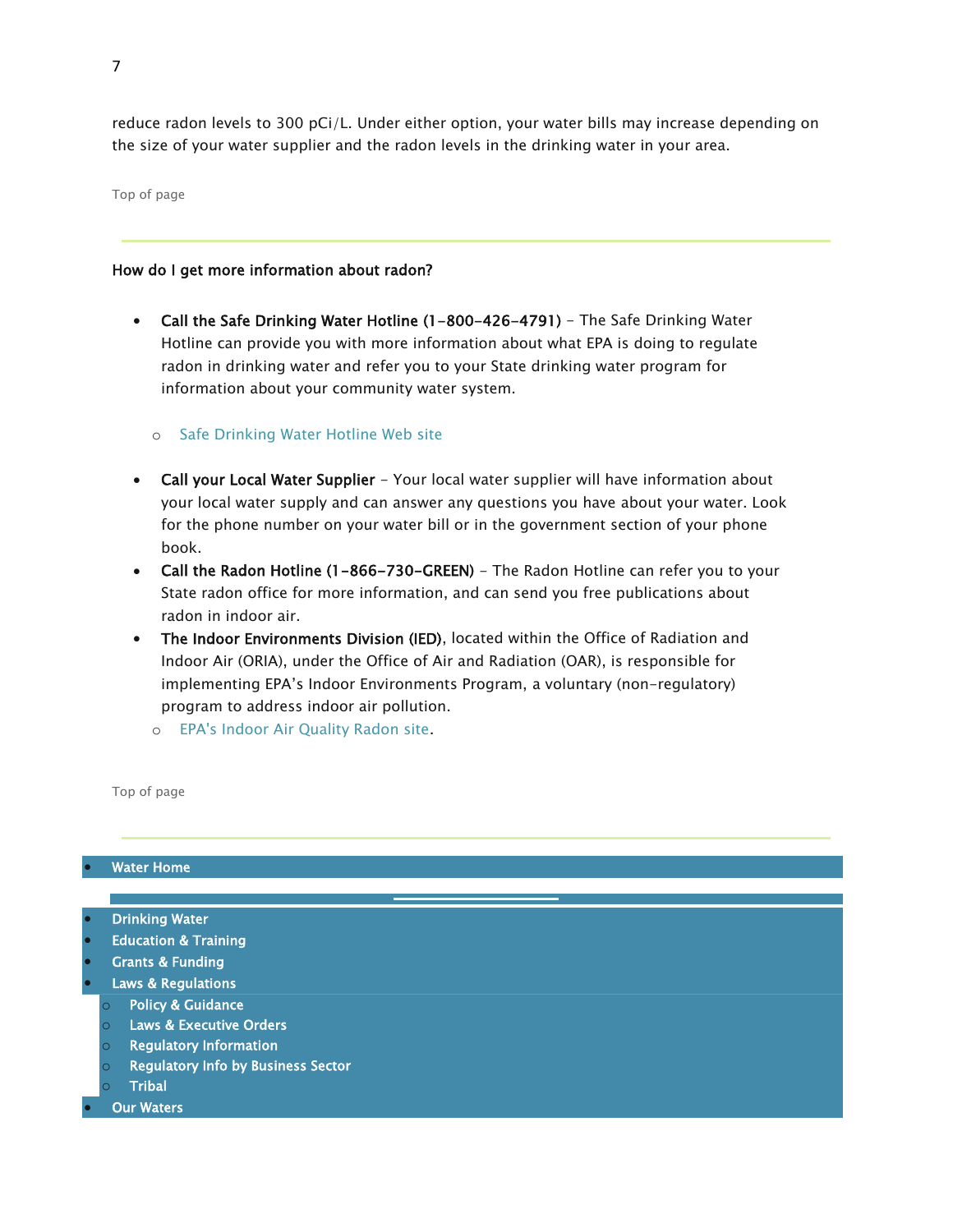reduce radon levels to 300 pCi/L. Under either option, your water bills may increase depending on the size of your water supplier and the radon levels in the drinking water in your area.

Top of page

---

**How do I get more information about radon?**

- **Call the Safe Drinking Water Hotline (1-800-426-4791)** - The Safe Drinking Water Hotline can provide you with more information about what EPA is doing to regulate radon in drinking water and refer you to your State drinking water program for information about your community water system.
  - Safe Drinking Water Hotline Web site
- **Call your Local Water Supplier** - Your local water supplier will have information about your local water supply and can answer any questions you have about your water. Look for the phone number on your water bill or in the government section of your phone book.
- **Call the Radon Hotline (1-866-730-GREEN)** - The Radon Hotline can refer you to your State radon office for more information, and can send you free publications about radon in indoor air.
- **The Indoor Environments Division (IED)**, located within the Office of Radiation and Indoor Air (ORIA), under the Office of Air and Radiation (OAR), is responsible for implementing EPA's Indoor Environments Program, a voluntary (non-regulatory) program to address indoor air pollution.
  - EPA's Indoor Air Quality Radon site.

Top of page

---

- Water Home
- Drinking Water
- Education & Training
- Grants & Funding
- Laws & Regulations
  - Policy & Guidance
  - Laws & Executive Orders
  - Regulatory Information
  - Regulatory Info by Business Sector
  - Tribal
- Our Waters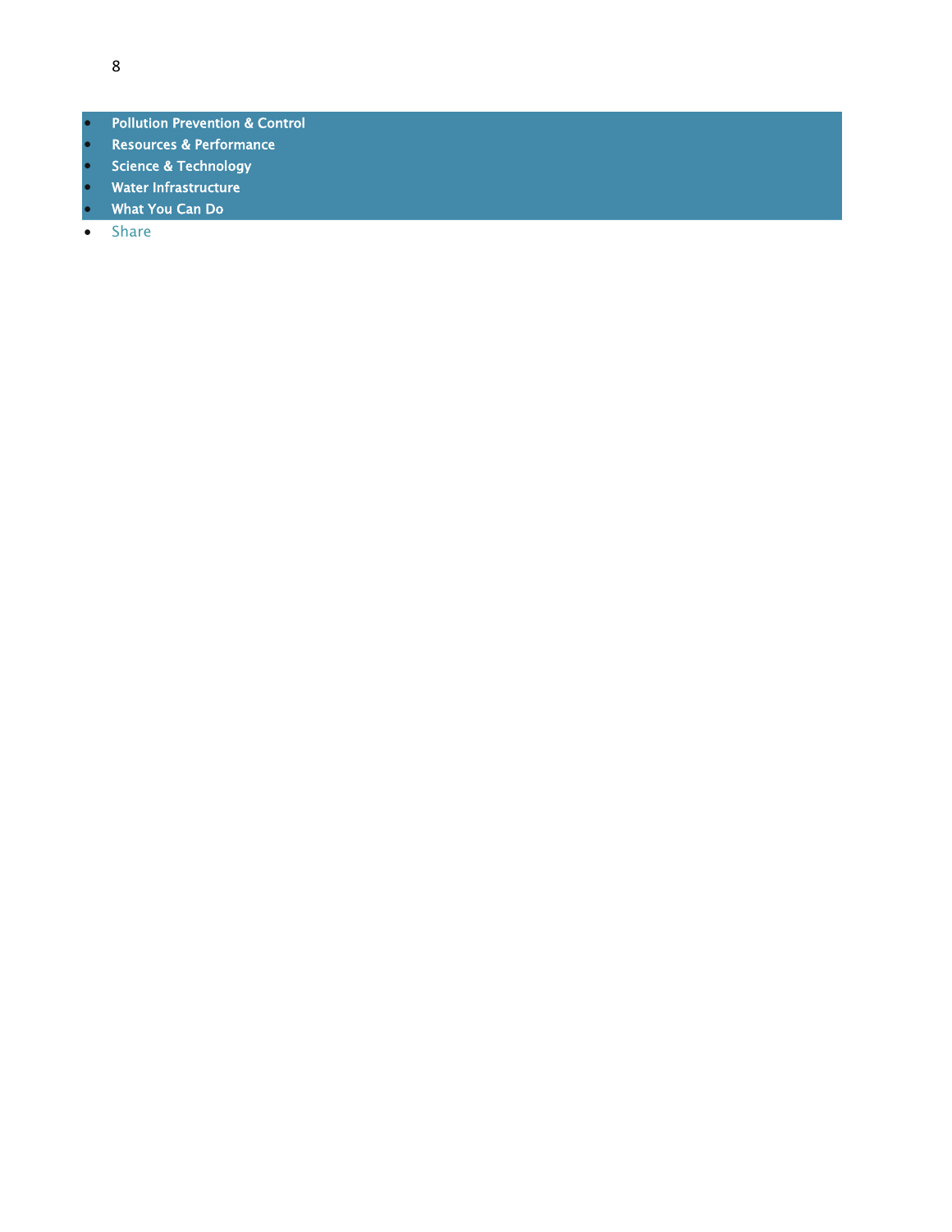- **Pollution Prevention & Control**
- **Resources & Performance**
- **Science & Technology**
- **Water Infrastructure**
- **What You Can Do**
- Share